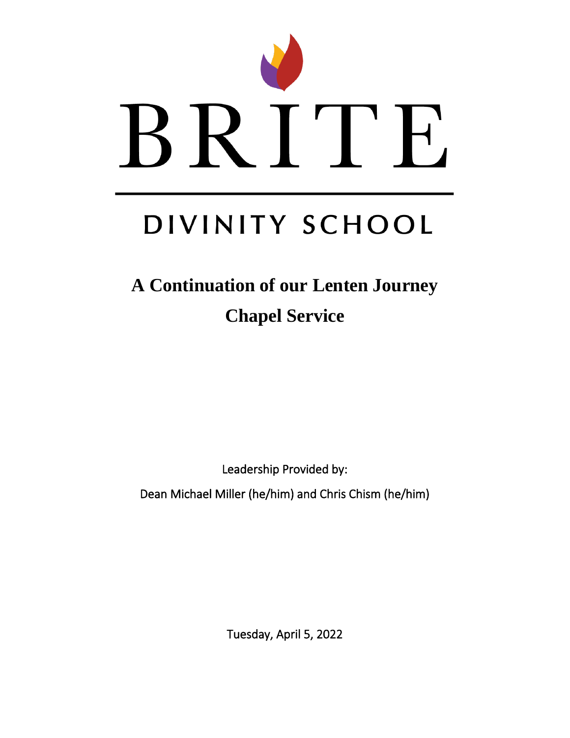BRITE

DIVINITY SCHOOL

# A Continuation of our Lenten Journey

# Chapel Service

Leadership Provided by:

Dean Michael Miller (he/him) and Chris Chism (he/him)

Tuesday, April 5, 2022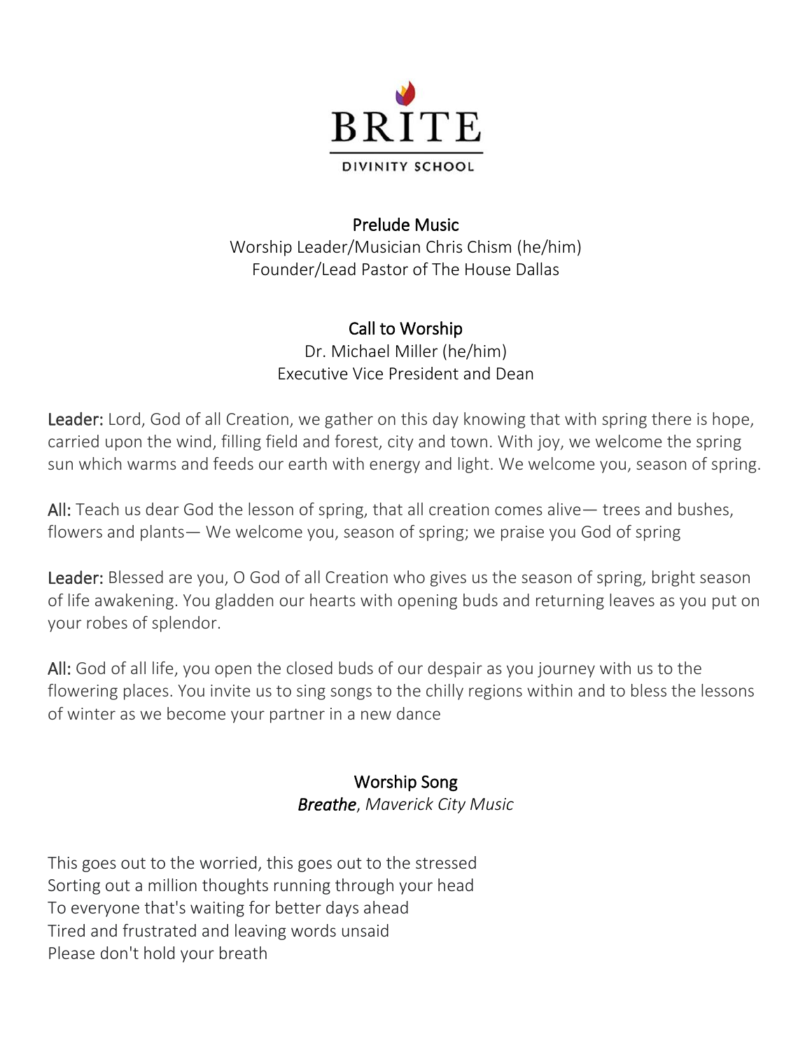BRITE

DIVINITY SCHOOL

## Prelude Music

Worship Leader/Musician Chris Chism (he/him)
Founder/Lead Pastor of The House Dallas

## Call to Worship

Dr. Michael Miller (he/him)
Executive Vice President and Dean

**Leader:** Lord, God of all Creation, we gather on this day knowing that with spring there is hope, carried upon the wind, filling field and forest, city and town. With joy, we welcome the spring sun which warms and feeds our earth with energy and light. We welcome you, season of spring.

**All:** Teach us dear God the lesson of spring, that all creation comes alive— trees and bushes, flowers and plants— We welcome you, season of spring; we praise you God of spring

**Leader:** Blessed are you, O God of all Creation who gives us the season of spring, bright season of life awakening. You gladden our hearts with opening buds and returning leaves as you put on your robes of splendor.

**All:** God of all life, you open the closed buds of our despair as you journey with us to the flowering places. You invite us to sing songs to the chilly regions within and to bless the lessons of winter as we become your partner in a new dance

## Worship Song

***Breathe***, *Maverick City Music*

This goes out to the worried, this goes out to the stressed
Sorting out a million thoughts running through your head
To everyone that's waiting for better days ahead
Tired and frustrated and leaving words unsaid
Please don't hold your breath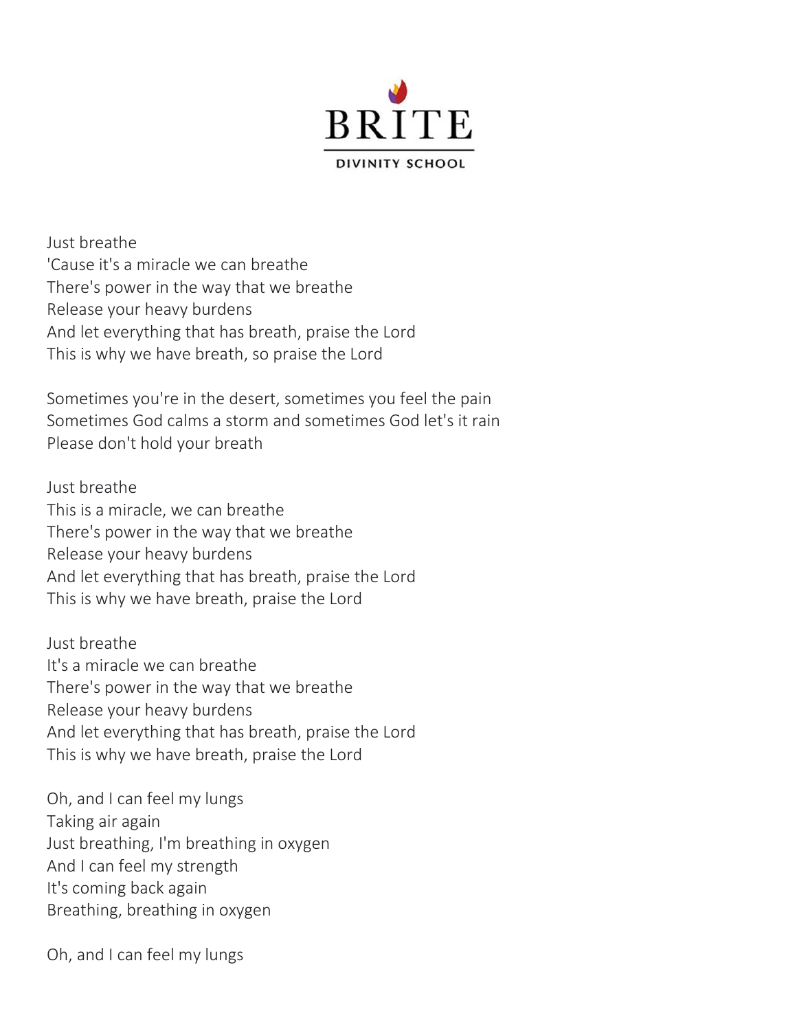Just breathe
'Cause it's a miracle we can breathe
There's power in the way that we breathe
Release your heavy burdens
And let everything that has breath, praise the Lord
This is why we have breath, so praise the Lord

Sometimes you're in the desert, sometimes you feel the pain
Sometimes God calms a storm and sometimes God let's it rain
Please don't hold your breath

Just breathe
This is a miracle, we can breathe
There's power in the way that we breathe
Release your heavy burdens
And let everything that has breath, praise the Lord
This is why we have breath, praise the Lord

Just breathe
It's a miracle we can breathe
There's power in the way that we breathe
Release your heavy burdens
And let everything that has breath, praise the Lord
This is why we have breath, praise the Lord

Oh, and I can feel my lungs
Taking air again
Just breathing, I'm breathing in oxygen
And I can feel my strength
It's coming back again
Breathing, breathing in oxygen

Oh, and I can feel my lungs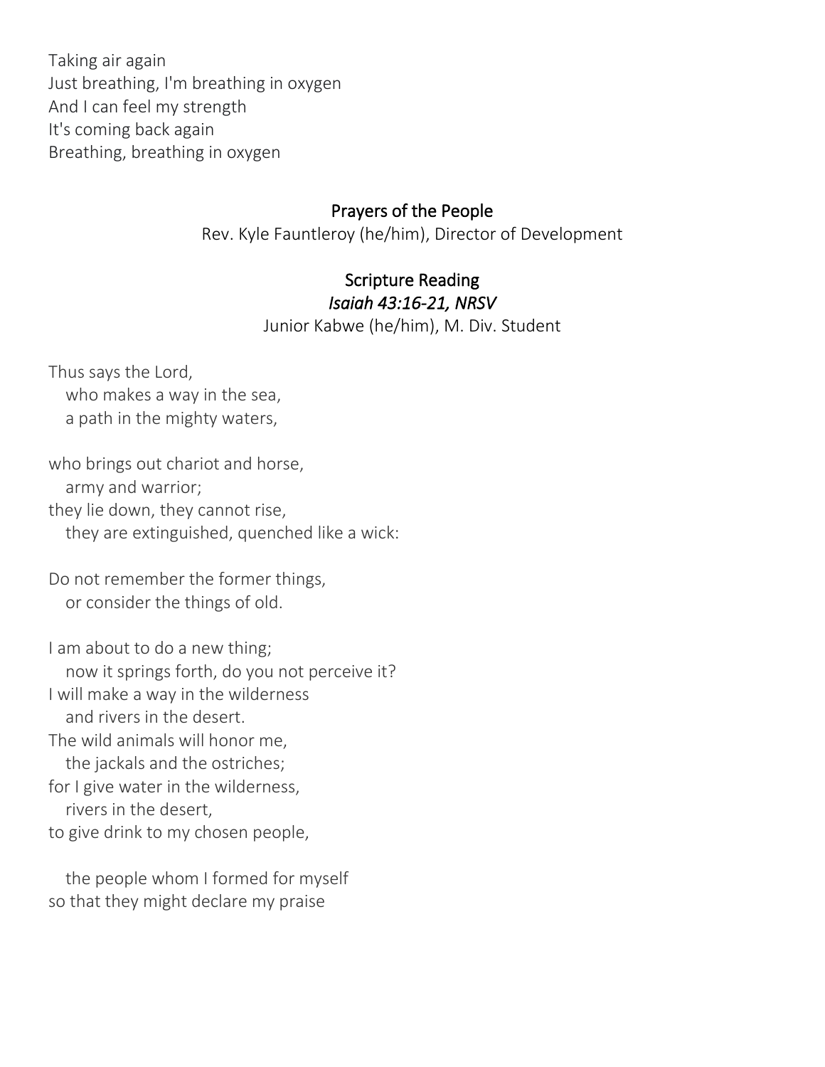Taking air again  
Just breathing, I'm breathing in oxygen  
And I can feel my strength  
It's coming back again  
Breathing, breathing in oxygen

## Prayers of the People

Rev. Kyle Fauntleroy (he/him), Director of Development

## Scripture Reading

*Isaiah 43:16-21, NRSV*

Junior Kabwe (he/him), M. Div. Student

Thus says the Lord,  
   who makes a way in the sea,  
   a path in the mighty waters,

who brings out chariot and horse,  
   army and warrior;  
they lie down, they cannot rise,  
   they are extinguished, quenched like a wick:

Do not remember the former things,  
   or consider the things of old.

I am about to do a new thing;  
   now it springs forth, do you not perceive it?  
I will make a way in the wilderness  
   and rivers in the desert.  
The wild animals will honor me,  
   the jackals and the ostriches;  
for I give water in the wilderness,  
   rivers in the desert,  
to give drink to my chosen people,

   the people whom I formed for myself  
so that they might declare my praise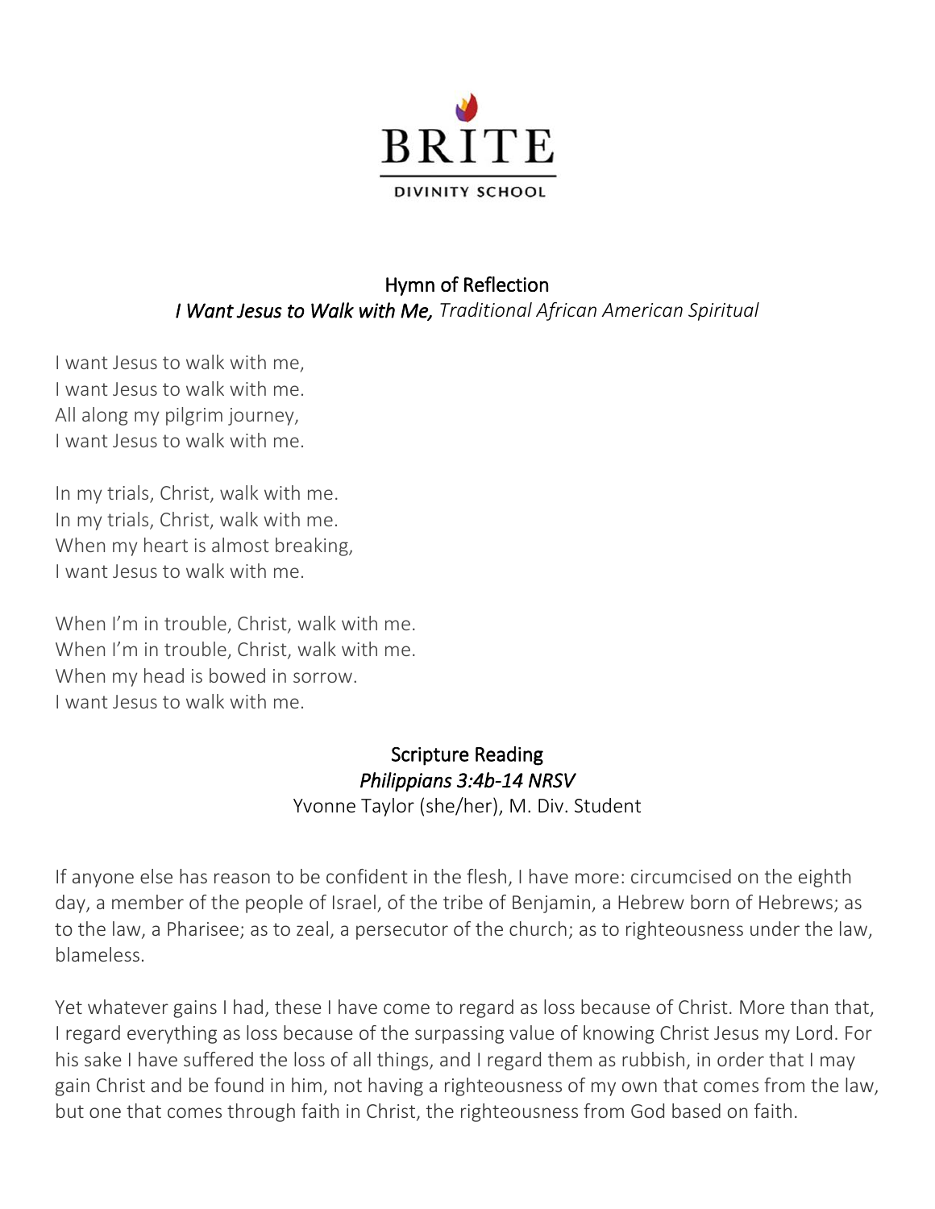BRITE

DIVINITY SCHOOL

## Hymn of Reflection

*I Want Jesus to Walk with Me,* *Traditional African American Spiritual*

I want Jesus to walk with me,
I want Jesus to walk with me.
All along my pilgrim journey,
I want Jesus to walk with me.

In my trials, Christ, walk with me.
In my trials, Christ, walk with me.
When my heart is almost breaking,
I want Jesus to walk with me.

When I'm in trouble, Christ, walk with me.
When I'm in trouble, Christ, walk with me.
When my head is bowed in sorrow.
I want Jesus to walk with me.

## Scripture Reading

*Philippians 3:4b-14 NRSV*

Yvonne Taylor (she/her), M. Div. Student

If anyone else has reason to be confident in the flesh, I have more: circumcised on the eighth day, a member of the people of Israel, of the tribe of Benjamin, a Hebrew born of Hebrews; as to the law, a Pharisee; as to zeal, a persecutor of the church; as to righteousness under the law, blameless.

Yet whatever gains I had, these I have come to regard as loss because of Christ. More than that, I regard everything as loss because of the surpassing value of knowing Christ Jesus my Lord. For his sake I have suffered the loss of all things, and I regard them as rubbish, in order that I may gain Christ and be found in him, not having a righteousness of my own that comes from the law, but one that comes through faith in Christ, the righteousness from God based on faith.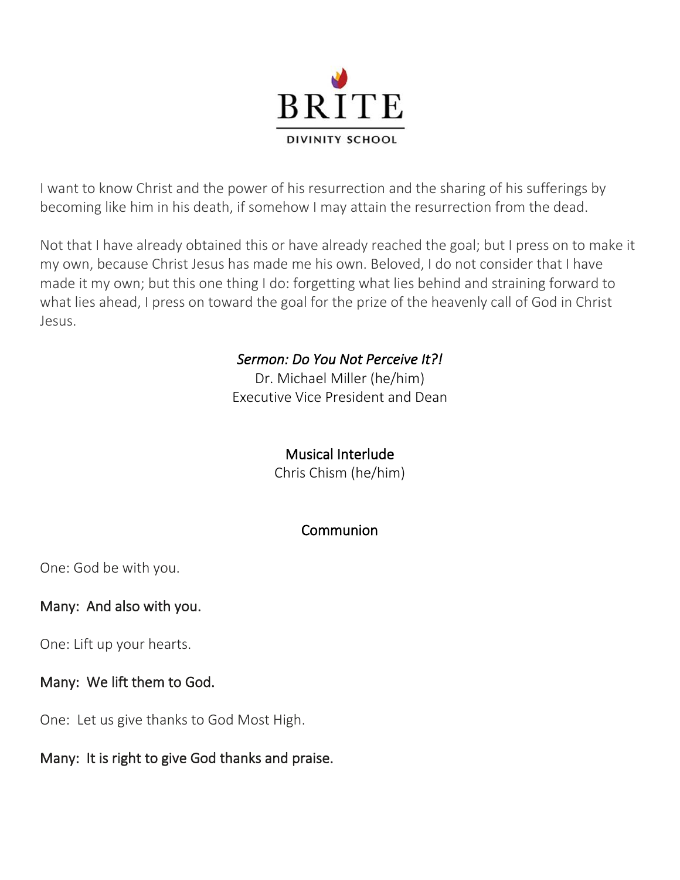I want to know Christ and the power of his resurrection and the sharing of his sufferings by becoming like him in his death, if somehow I may attain the resurrection from the dead.

Not that I have already obtained this or have already reached the goal; but I press on to make it my own, because Christ Jesus has made me his own. Beloved, I do not consider that I have made it my own; but this one thing I do: forgetting what lies behind and straining forward to what lies ahead, I press on toward the goal for the prize of the heavenly call of God in Christ Jesus.

*Sermon: Do You Not Perceive It?!*
Dr. Michael Miller (he/him)
Executive Vice President and Dean

Musical Interlude
Chris Chism (he/him)

Communion

One: God be with you.

**Many: And also with you.**

One: Lift up your hearts.

**Many: We lift them to God.**

One: Let us give thanks to God Most High.

**Many: It is right to give God thanks and praise.**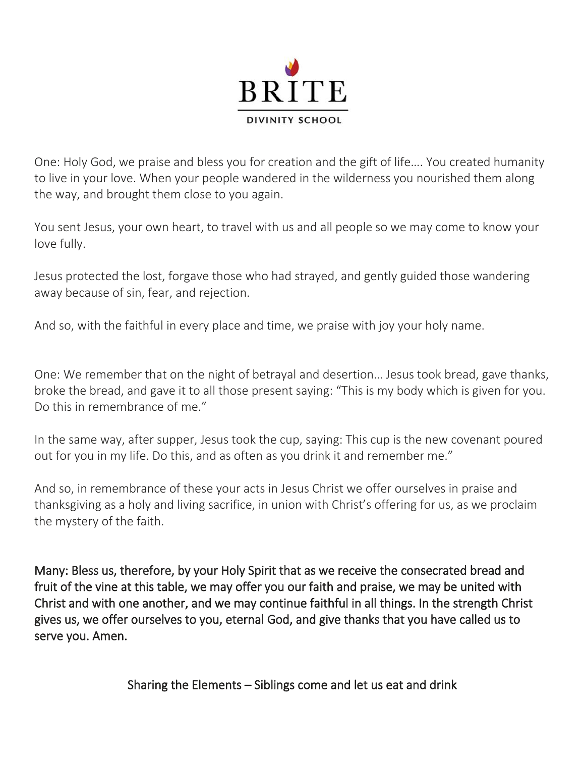BRITE

DIVINITY SCHOOL

One: Holy God, we praise and bless you for creation and the gift of life…. You created humanity to live in your love. When your people wandered in the wilderness you nourished them along the way, and brought them close to you again.

You sent Jesus, your own heart, to travel with us and all people so we may come to know your love fully.

Jesus protected the lost, forgave those who had strayed, and gently guided those wandering away because of sin, fear, and rejection.

And so, with the faithful in every place and time, we praise with joy your holy name.

One: We remember that on the night of betrayal and desertion… Jesus took bread, gave thanks, broke the bread, and gave it to all those present saying: "This is my body which is given for you. Do this in remembrance of me."

In the same way, after supper, Jesus took the cup, saying: This cup is the new covenant poured out for you in my life. Do this, and as often as you drink it and remember me."

And so, in remembrance of these your acts in Jesus Christ we offer ourselves in praise and thanksgiving as a holy and living sacrifice, in union with Christ's offering for us, as we proclaim the mystery of the faith.

**Many: Bless us, therefore, by your Holy Spirit that as we receive the consecrated bread and fruit of the vine at this table, we may offer you our faith and praise, we may be united with Christ and with one another, and we may continue faithful in all things. In the strength Christ gives us, we offer ourselves to you, eternal God, and give thanks that you have called us to serve you. Amen.**

Sharing the Elements – Siblings come and let us eat and drink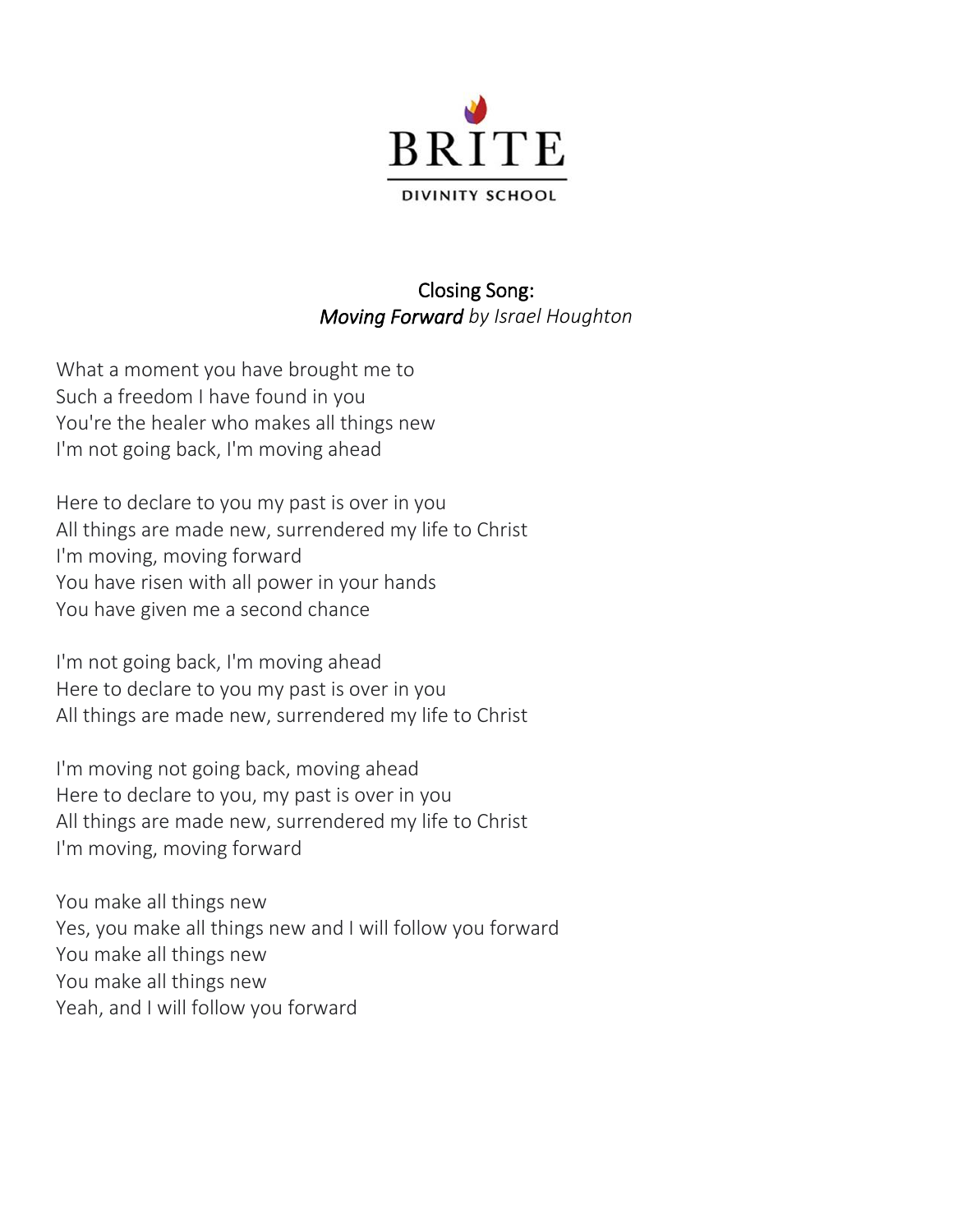BRITE

DIVINITY SCHOOL

## Closing Song:
*Moving Forward* *by Israel Houghton*

What a moment you have brought me to
Such a freedom I have found in you
You're the healer who makes all things new
I'm not going back, I'm moving ahead

Here to declare to you my past is over in you
All things are made new, surrendered my life to Christ
I'm moving, moving forward
You have risen with all power in your hands
You have given me a second chance

I'm not going back, I'm moving ahead
Here to declare to you my past is over in you
All things are made new, surrendered my life to Christ

I'm moving not going back, moving ahead
Here to declare to you, my past is over in you
All things are made new, surrendered my life to Christ
I'm moving, moving forward

You make all things new
Yes, you make all things new and I will follow you forward
You make all things new
You make all things new
Yeah, and I will follow you forward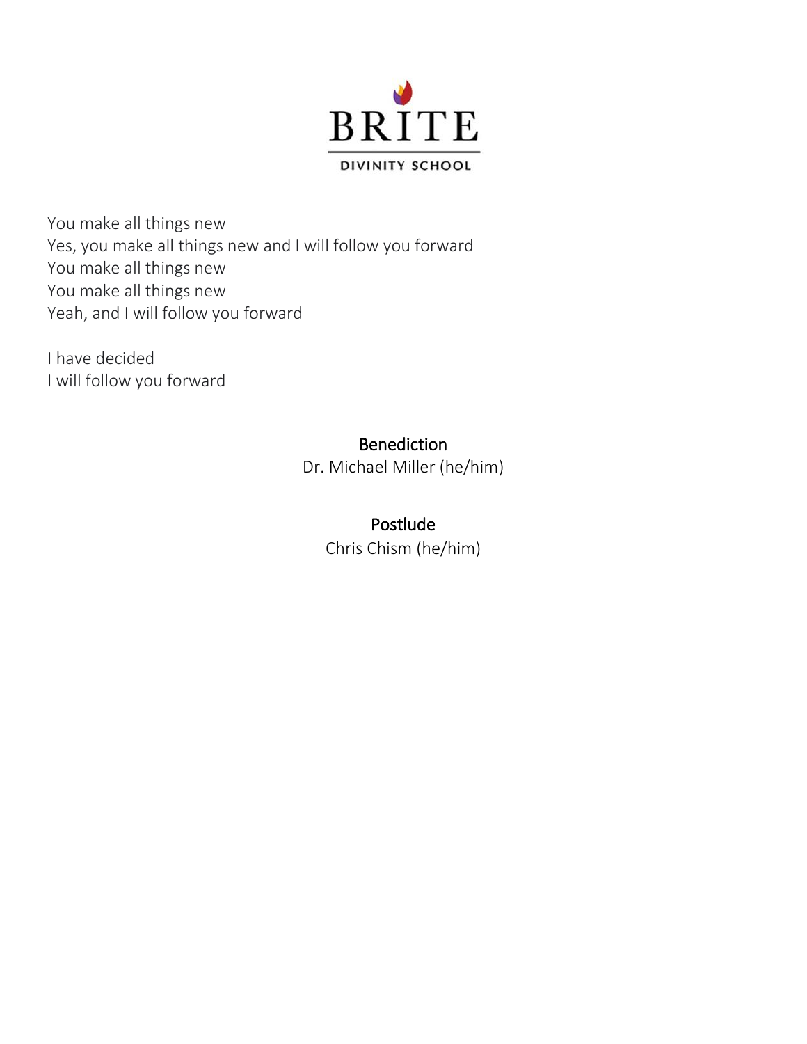BRITE

DIVINITY SCHOOL

You make all things new
Yes, you make all things new and I will follow you forward
You make all things new
You make all things new
Yeah, and I will follow you forward

I have decided
I will follow you forward

### Benediction

Dr. Michael Miller (he/him)

### Postlude

Chris Chism (he/him)